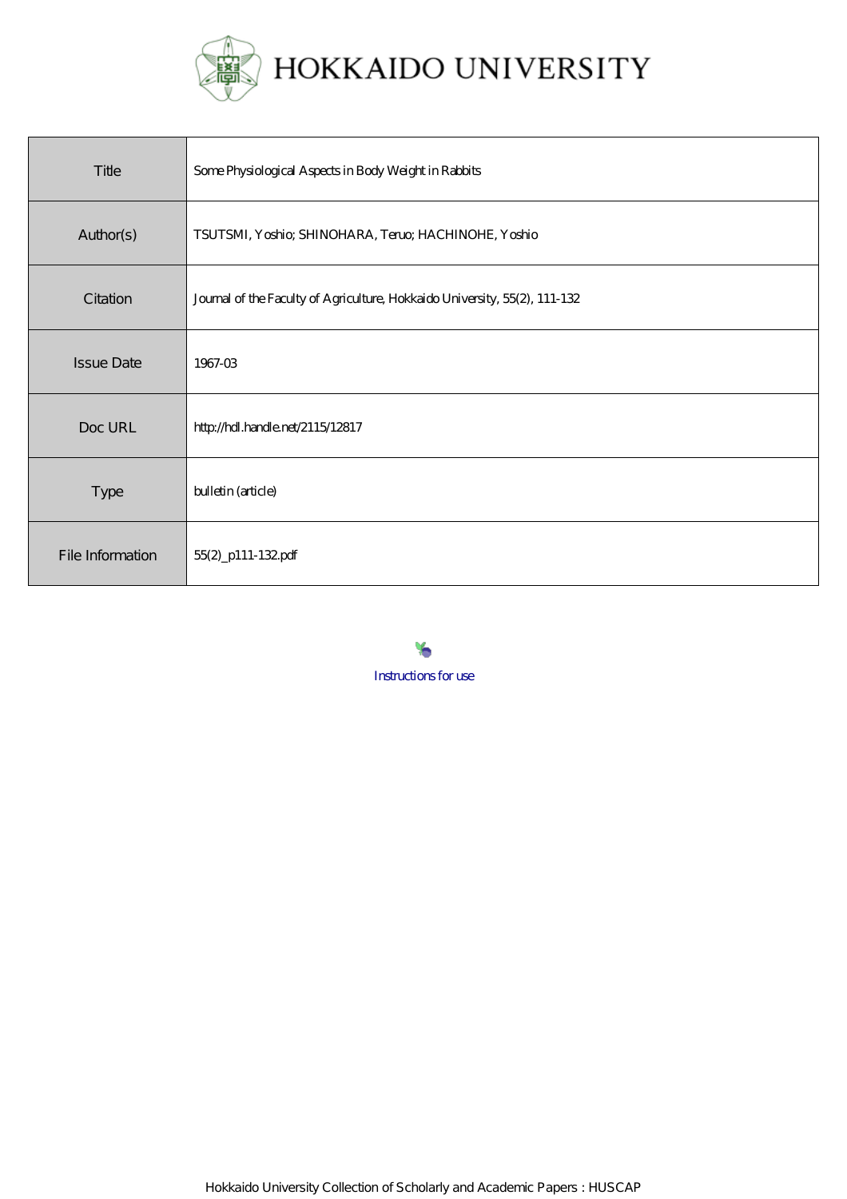# HOKKAIDO UNIVERSITY

| Title | Some Physiological Aspects in Body Weight in Rabbits |
|---|---|
| Author(s) | TSUTSMI, Yoshio; SHINOHARA, Teruo; HACHINOHE, Yoshio |
| Citation | Journal of the Faculty of Agriculture, Hokkaido University, 55(2), 111-132 |
| Issue Date | 1967-03 |
| Doc URL | http://hdl.handle.net/2115/12817 |
| Type | bulletin (article) |
| File Information | 55(2)_p111-132.pdf |

Instructions for use

Hokkaido University Collection of Scholarly and Academic Papers : HUSCAP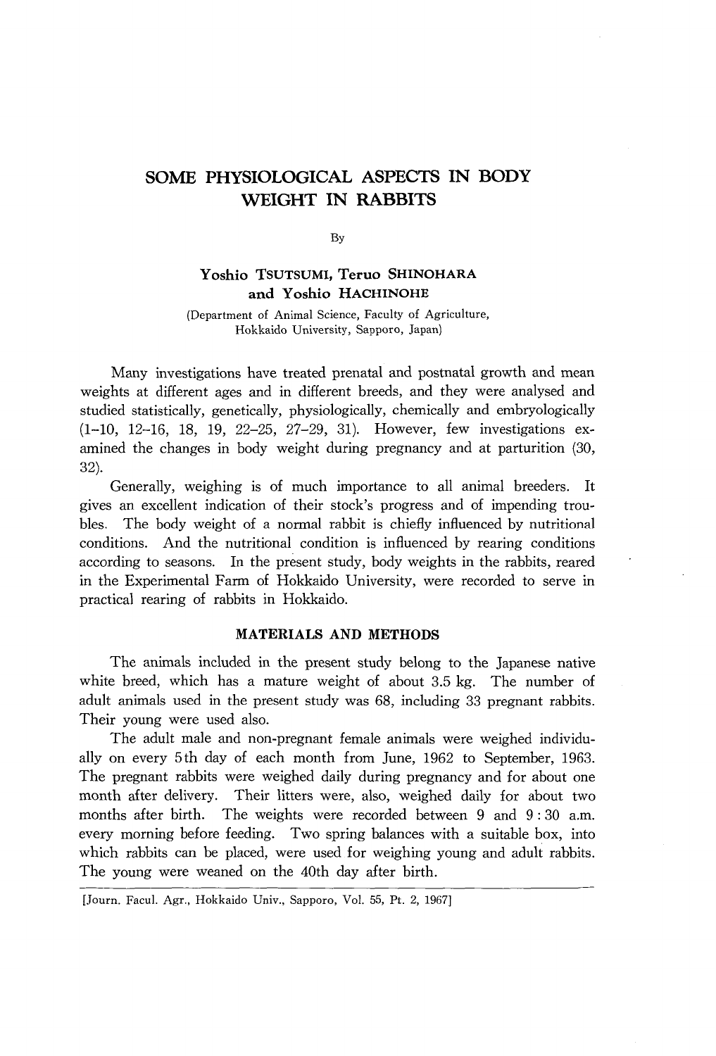# SOME PHYSIOLOGICAL ASPECTS IN BODY WEIGHT IN RABBITS

By

**Yoshio TSUTSUMI, Teruo SHINOHARA and Yoshio HACHINOHE**

(Department of Animal Science, Faculty of Agriculture, Hokkaido University, Sapporo, Japan)

Many investigations have treated prenatal and postnatal growth and mean weights at different ages and in different breeds, and they were analysed and studied statistically, genetically, physiologically, chemically and embryologically (1–10, 12–16, 18, 19, 22–25, 27–29, 31). However, few investigations examined the changes in body weight during pregnancy and at parturition (30, 32).

Generally, weighing is of much importance to all animal breeders. It gives an excellent indication of their stock's progress and of impending troubles. The body weight of a normal rabbit is chiefly influenced by nutritional conditions. And the nutritional condition is influenced by rearing conditions according to seasons. In the present study, body weights in the rabbits, reared in the Experimental Farm of Hokkaido University, were recorded to serve in practical rearing of rabbits in Hokkaido.

## MATERIALS AND METHODS

The animals included in the present study belong to the Japanese native white breed, which has a mature weight of about 3.5 kg. The number of adult animals used in the present study was 68, including 33 pregnant rabbits. Their young were used also.

The adult male and non-pregnant female animals were weighed individually on every 5th day of each month from June, 1962 to September, 1963. The pregnant rabbits were weighed daily during pregnancy and for about one month after delivery. Their litters were, also, weighed daily for about two months after birth. The weights were recorded between 9 and 9 : 30 a.m. every morning before feeding. Two spring balances with a suitable box, into which rabbits can be placed, were used for weighing young and adult rabbits. The young were weaned on the 40th day after birth.

[Journ. Facul. Agr., Hokkaido Univ., Sapporo, Vol. 55, Pt. 2, 1967]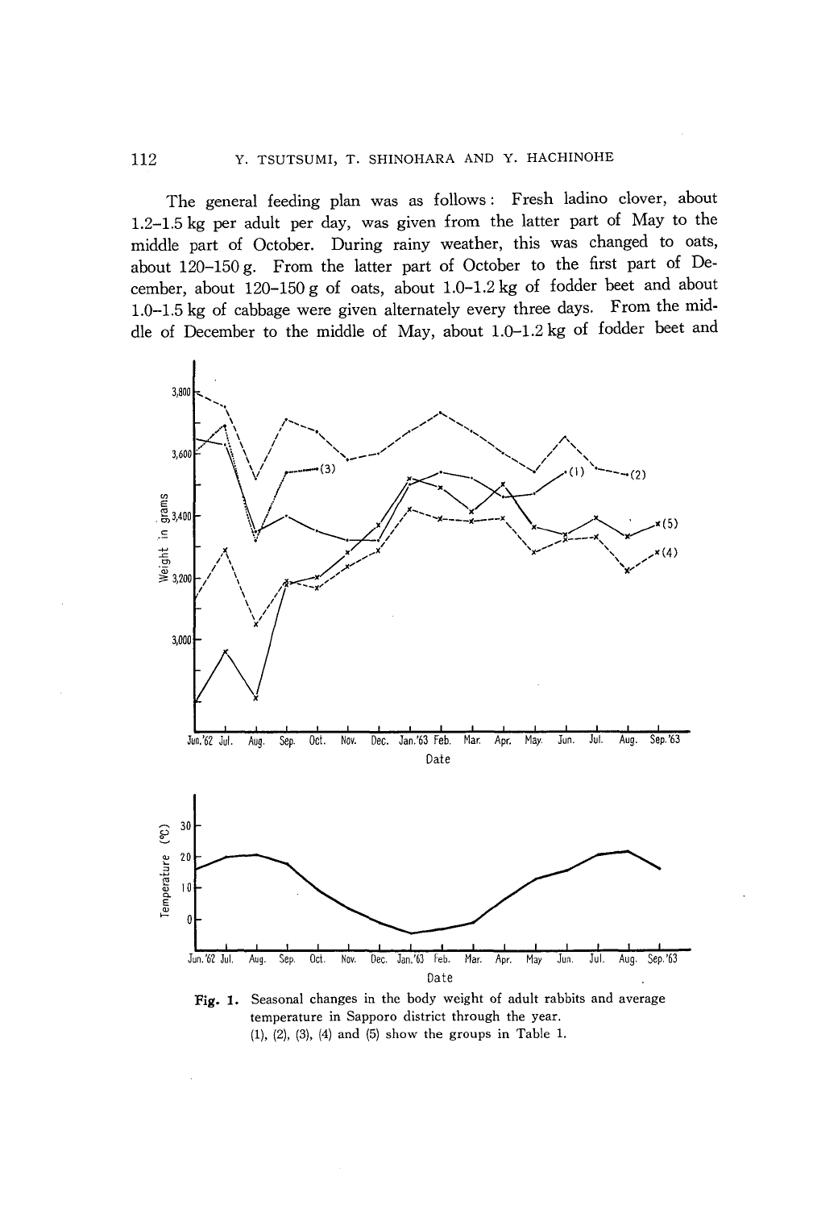The general feeding plan was as follows: Fresh ladino clover, about 1.2–1.5 kg per adult per day, was given from the latter part of May to the middle part of October. During rainy weather, this was changed to oats, about 120–150 g. From the latter part of October to the first part of December, about 120–150 g of oats, about 1.0–1.2 kg of fodder beet and about 1.0–1.5 kg of cabbage were given alternately every three days. From the middle of December to the middle of May, about 1.0–1.2 kg of fodder beet and

**Fig. 1.** Seasonal changes in the body weight of adult rabbits and average temperature in Sapporo district through the year.
(1), (2), (3), (4) and (5) show the groups in Table 1.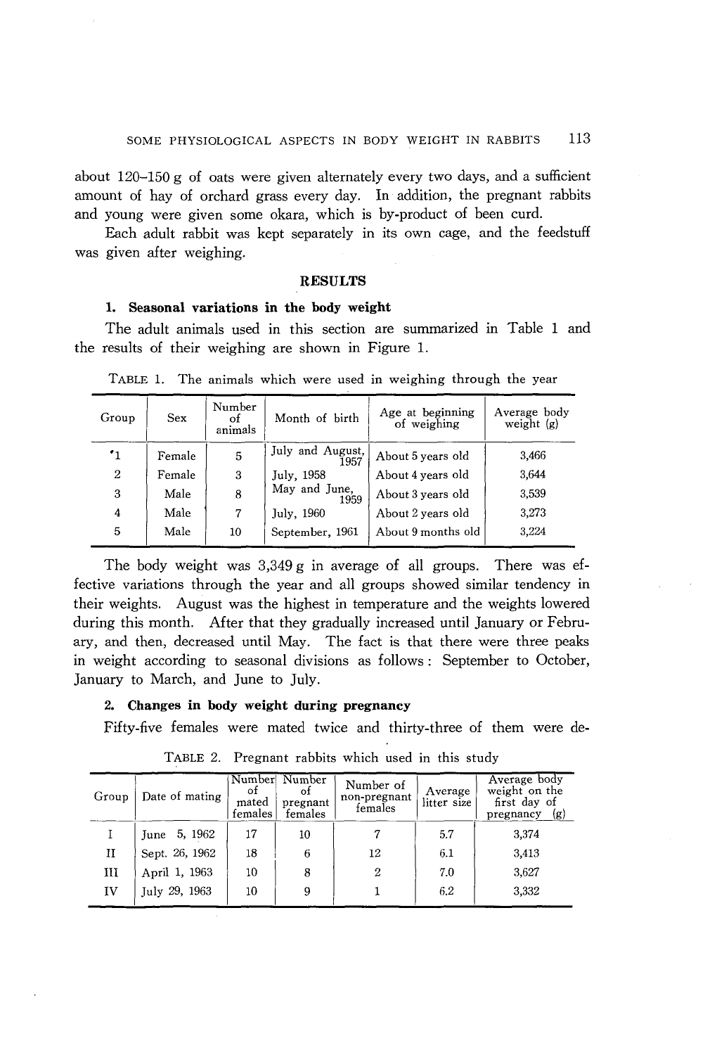about 120–150 g of oats were given alternately every two days, and a sufficient amount of hay of orchard grass every day. In addition, the pregnant rabbits and young were given some okara, which is by-product of been curd.

Each adult rabbit was kept separately in its own cage, and the feedstuff was given after weighing.

## RESULTS

### 1. Seasonal variations in the body weight

The adult animals used in this section are summarized in Table 1 and the results of their weighing are shown in Figure 1.

TABLE 1. The animals which were used in weighing through the year

| Group | Sex | Number of animals | Month of birth | Age at beginning of weighing | Average body weight (g) |
|---|---|---|---|---|---|
| 1 | Female | 5 | July and August, 1957 | About 5 years old | 3,466 |
| 2 | Female | 3 | July, 1958 | About 4 years old | 3,644 |
| 3 | Male | 8 | May and June, 1959 | About 3 years old | 3,539 |
| 4 | Male | 7 | July, 1960 | About 2 years old | 3,273 |
| 5 | Male | 10 | September, 1961 | About 9 months old | 3,224 |

The body weight was 3,349 g in average of all groups. There was effective variations through the year and all groups showed similar tendency in their weights. August was the highest in temperature and the weights lowered during this month. After that they gradually increased until January or February, and then, decreased until May. The fact is that there were three peaks in weight according to seasonal divisions as follows: September to October, January to March, and June to July.

### 2. Changes in body weight during pregnancy

Fifty-five females were mated twice and thirty-three of them were de-

TABLE 2. Pregnant rabbits which used in this study

| Group | Date of mating | Number of mated females | Number of pregnant females | Number of non-pregnant females | Average litter size | Average body weight on the first day of pregnancy (g) |
|---|---|---|---|---|---|---|
| I | June 5, 1962 | 17 | 10 | 7 | 5.7 | 3,374 |
| II | Sept. 26, 1962 | 18 | 6 | 12 | 6.1 | 3,413 |
| III | April 1, 1963 | 10 | 8 | 2 | 7.0 | 3,627 |
| IV | July 29, 1963 | 10 | 9 | 1 | 6.2 | 3,332 |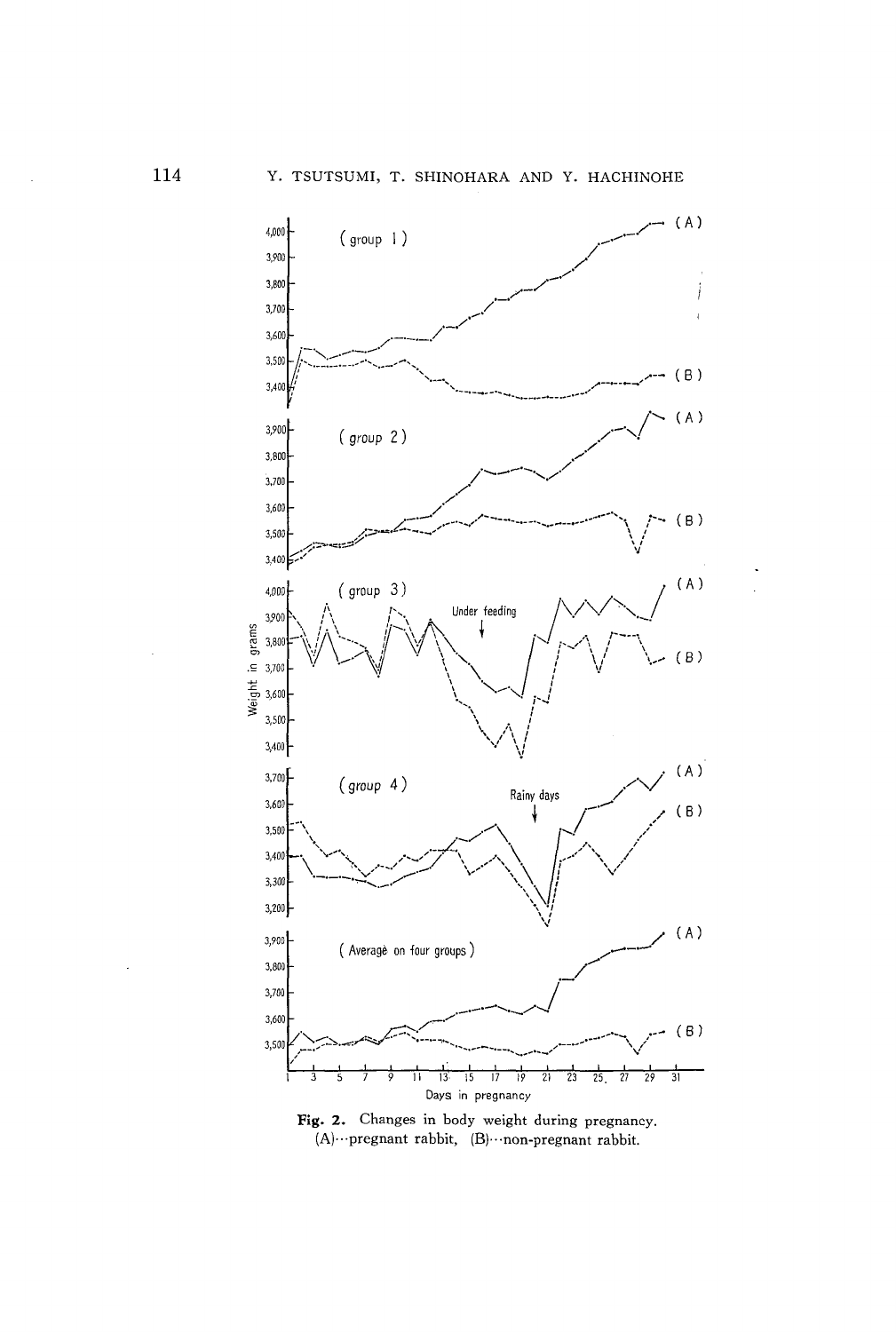Fig. 2. Changes in body weight during pregnancy. (A)···pregnant rabbit, (B)···non-pregnant rabbit.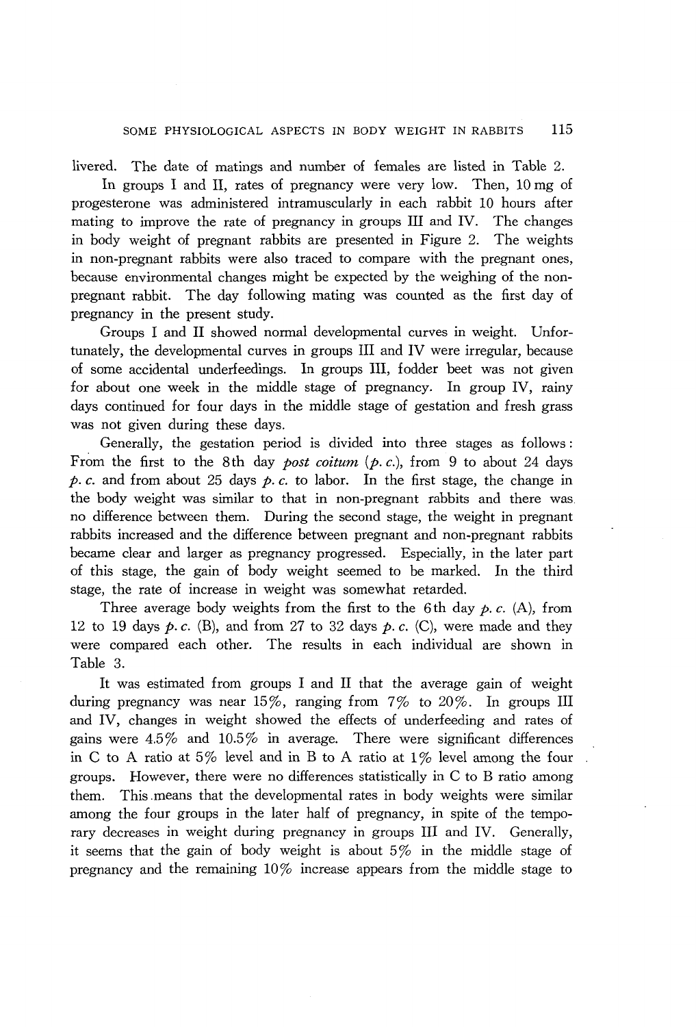livered. The date of matings and number of females are listed in Table 2.

In groups I and II, rates of pregnancy were very low. Then, 10 mg of progesterone was administered intramuscularly in each rabbit 10 hours after mating to improve the rate of pregnancy in groups III and IV. The changes in body weight of pregnant rabbits are presented in Figure 2. The weights in non-pregnant rabbits were also traced to compare with the pregnant ones, because environmental changes might be expected by the weighing of the non-pregnant rabbit. The day following mating was counted as the first day of pregnancy in the present study.

Groups I and II showed normal developmental curves in weight. Unfortunately, the developmental curves in groups III and IV were irregular, because of some accidental underfeedings. In groups III, fodder beet was not given for about one week in the middle stage of pregnancy. In group IV, rainy days continued for four days in the middle stage of gestation and fresh grass was not given during these days.

Generally, the gestation period is divided into three stages as follows: From the first to the 8th day *post coitum* (*p. c.*), from 9 to about 24 days *p. c.* and from about 25 days *p. c.* to labor. In the first stage, the change in the body weight was similar to that in non-pregnant rabbits and there was no difference between them. During the second stage, the weight in pregnant rabbits increased and the difference between pregnant and non-pregnant rabbits became clear and larger as pregnancy progressed. Especially, in the later part of this stage, the gain of body weight seemed to be marked. In the third stage, the rate of increase in weight was somewhat retarded.

Three average body weights from the first to the 6th day *p. c.* (A), from 12 to 19 days *p. c.* (B), and from 27 to 32 days *p. c.* (C), were made and they were compared each other. The results in each individual are shown in Table 3.

It was estimated from groups I and II that the average gain of weight during pregnancy was near 15%, ranging from 7% to 20%. In groups III and IV, changes in weight showed the effects of underfeeding and rates of gains were 4.5% and 10.5% in average. There were significant differences in C to A ratio at 5% level and in B to A ratio at 1% level among the four groups. However, there were no differences statistically in C to B ratio among them. This means that the developmental rates in body weights were similar among the four groups in the later half of pregnancy, in spite of the temporary decreases in weight during pregnancy in groups III and IV. Generally, it seems that the gain of body weight is about 5% in the middle stage of pregnancy and the remaining 10% increase appears from the middle stage to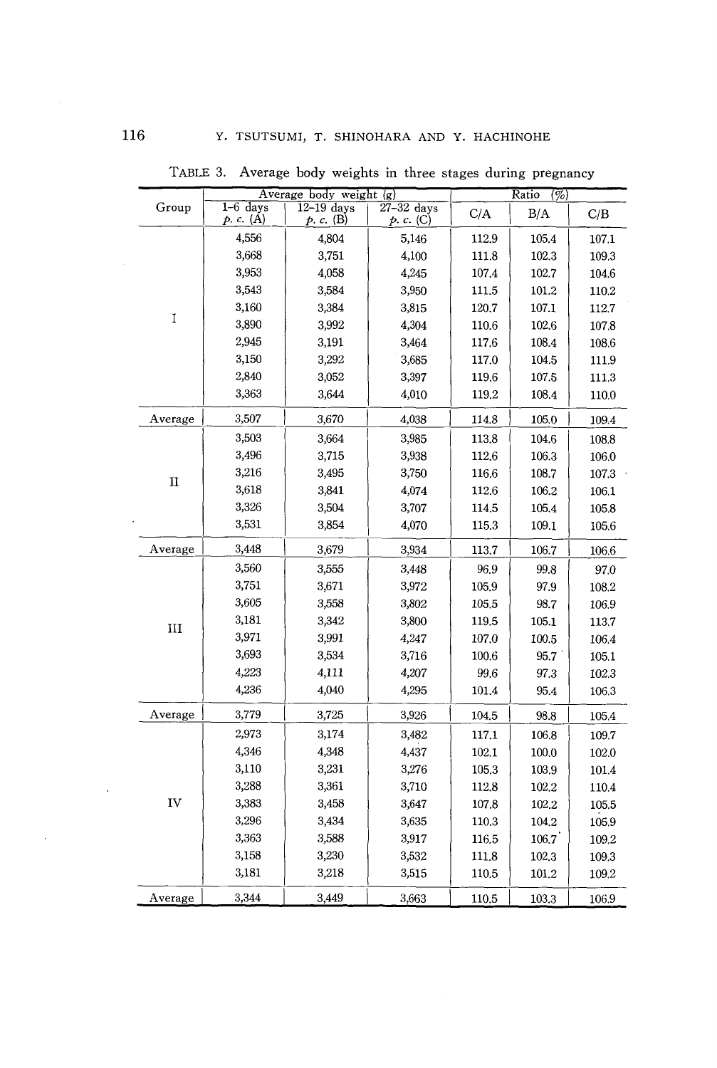TABLE 3. Average body weights in three stages during pregnancy

| Group | Average body weight (g) | | | Ratio (%) | | |
|---|---|---|---|---|---|---|
| | 1–6 days *p. c.* (A) | 12–19 days *p. c.* (B) | 27–32 days *p. c.* (C) | C/A | B/A | C/B |
| I | 4,556 | 4,804 | 5,146 | 112.9 | 105.4 | 107.1 |
| | 3,668 | 3,751 | 4,100 | 111.8 | 102.3 | 109.3 |
| | 3,953 | 4,058 | 4,245 | 107.4 | 102.7 | 104.6 |
| | 3,543 | 3,584 | 3,950 | 111.5 | 101.2 | 110.2 |
| | 3,160 | 3,384 | 3,815 | 120.7 | 107.1 | 112.7 |
| | 3,890 | 3,992 | 4,304 | 110.6 | 102.6 | 107.8 |
| | 2,945 | 3,191 | 3,464 | 117.6 | 108.4 | 108.6 |
| | 3,150 | 3,292 | 3,685 | 117.0 | 104.5 | 111.9 |
| | 2,840 | 3,052 | 3,397 | 119.6 | 107.5 | 111.3 |
| | 3,363 | 3,644 | 4,010 | 119.2 | 108.4 | 110.0 |
| Average | 3,507 | 3,670 | 4,038 | 114.8 | 105.0 | 109.4 |
| II | 3,503 | 3,664 | 3,985 | 113.8 | 104.6 | 108.8 |
| | 3,496 | 3,715 | 3,938 | 112.6 | 106.3 | 106.0 |
| | 3,216 | 3,495 | 3,750 | 116.6 | 108.7 | 107.3 |
| | 3,618 | 3,841 | 4,074 | 112.6 | 106.2 | 106.1 |
| | 3,326 | 3,504 | 3,707 | 114.5 | 105.4 | 105.8 |
| | 3,531 | 3,854 | 4,070 | 115.3 | 109.1 | 105.6 |
| Average | 3,448 | 3,679 | 3,934 | 113.7 | 106.7 | 106.6 |
| III | 3,560 | 3,555 | 3,448 | 96.9 | 99.8 | 97.0 |
| | 3,751 | 3,671 | 3,972 | 105.9 | 97.9 | 108.2 |
| | 3,605 | 3,558 | 3,802 | 105.5 | 98.7 | 106.9 |
| | 3,181 | 3,342 | 3,800 | 119.5 | 105.1 | 113.7 |
| | 3,971 | 3,991 | 4,247 | 107.0 | 100.5 | 106.4 |
| | 3,693 | 3,534 | 3,716 | 100.6 | 95.7 | 105.1 |
| | 4,223 | 4,111 | 4,207 | 99.6 | 97.3 | 102.3 |
| | 4,236 | 4,040 | 4,295 | 101.4 | 95.4 | 106.3 |
| Average | 3,779 | 3,725 | 3,926 | 104.5 | 98.8 | 105.4 |
| IV | 2,973 | 3,174 | 3,482 | 117.1 | 106.8 | 109.7 |
| | 4,346 | 4,348 | 4,437 | 102.1 | 100.0 | 102.0 |
| | 3,110 | 3,231 | 3,276 | 105.3 | 103.9 | 101.4 |
| | 3,288 | 3,361 | 3,710 | 112.8 | 102.2 | 110.4 |
| | 3,383 | 3,458 | 3,647 | 107.8 | 102.2 | 105.5 |
| | 3,296 | 3,434 | 3,635 | 110.3 | 104.2 | 105.9 |
| | 3,363 | 3,588 | 3,917 | 116.5 | 106.7 | 109.2 |
| | 3,158 | 3,230 | 3,532 | 111.8 | 102.3 | 109.3 |
| | 3,181 | 3,218 | 3,515 | 110.5 | 101.2 | 109.2 |
| Average | 3,344 | 3,449 | 3,663 | 110.5 | 103.3 | 106.9 |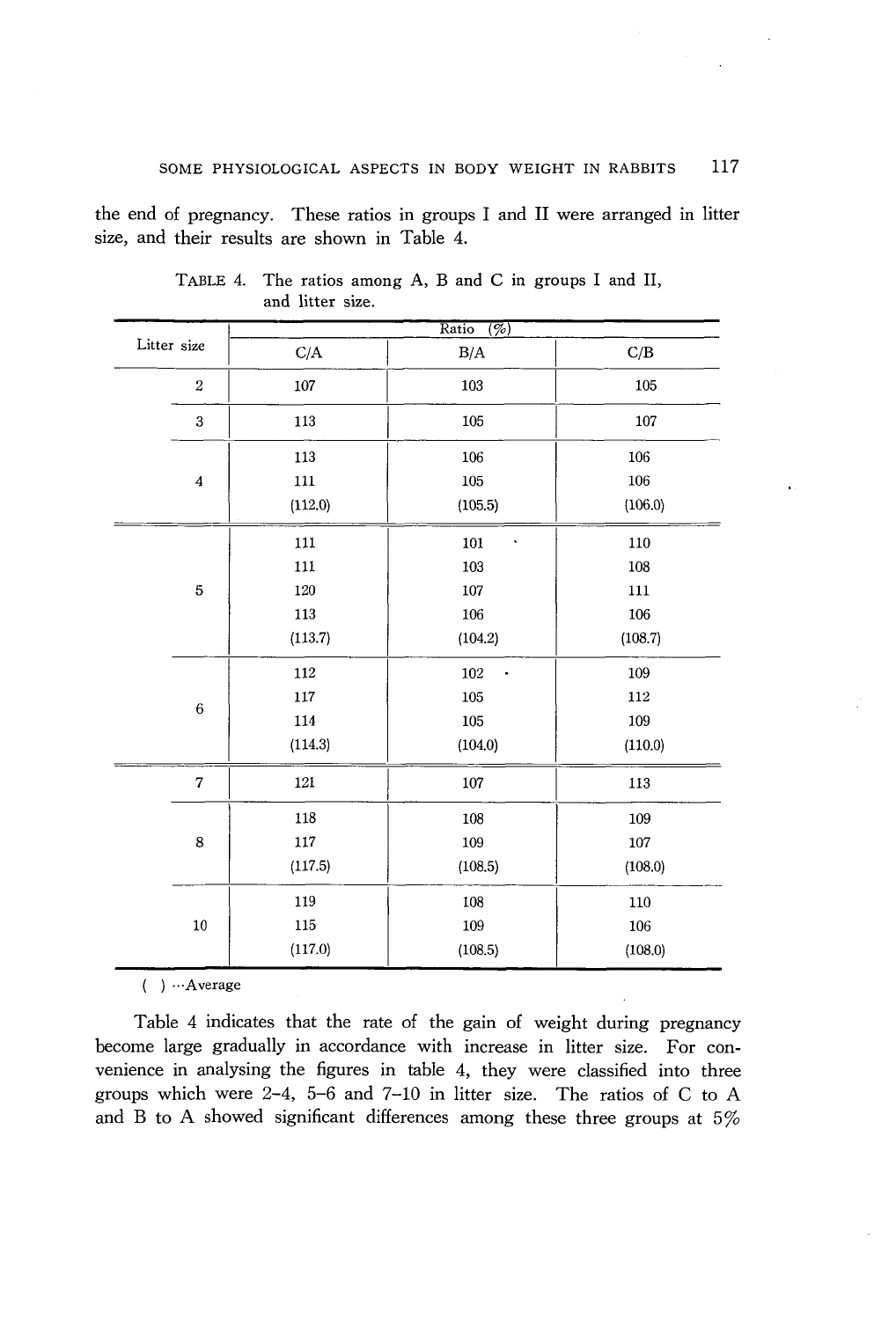the end of pregnancy. These ratios in groups I and II were arranged in litter size, and their results are shown in Table 4.

TABLE 4. The ratios among A, B and C in groups I and II, and litter size.

| Litter size | Ratio (%) | | |
|---|---|---|---|
| | C/A | B/A | C/B |
| 2 | 107 | 103 | 105 |
| 3 | 113 | 105 | 107 |
| 4 | 113 | 106 | 106 |
| | 111 | 105 | 106 |
| | (112.0) | (105.5) | (106.0) |
| 5 | 111 | 101 | 110 |
| | 111 | 103 | 108 |
| | 120 | 107 | 111 |
| | 113 | 106 | 106 |
| | (113.7) | (104.2) | (108.7) |
| 6 | 112 | 102 | 109 |
| | 117 | 105 | 112 |
| | 114 | 105 | 109 |
| | (114.3) | (104.0) | (110.0) |
| 7 | 121 | 107 | 113 |
| 8 | 118 | 108 | 109 |
| | 117 | 109 | 107 |
| | (117.5) | (108.5) | (108.0) |
| 10 | 119 | 108 | 110 |
| | 115 | 109 | 106 |
| | (117.0) | (108.5) | (108.0) |

( ) ···Average

Table 4 indicates that the rate of the gain of weight during pregnancy become large gradually in accordance with increase in litter size. For convenience in analysing the figures in table 4, they were classified into three groups which were 2–4, 5–6 and 7–10 in litter size. The ratios of C to A and B to A showed significant differences among these three groups at 5%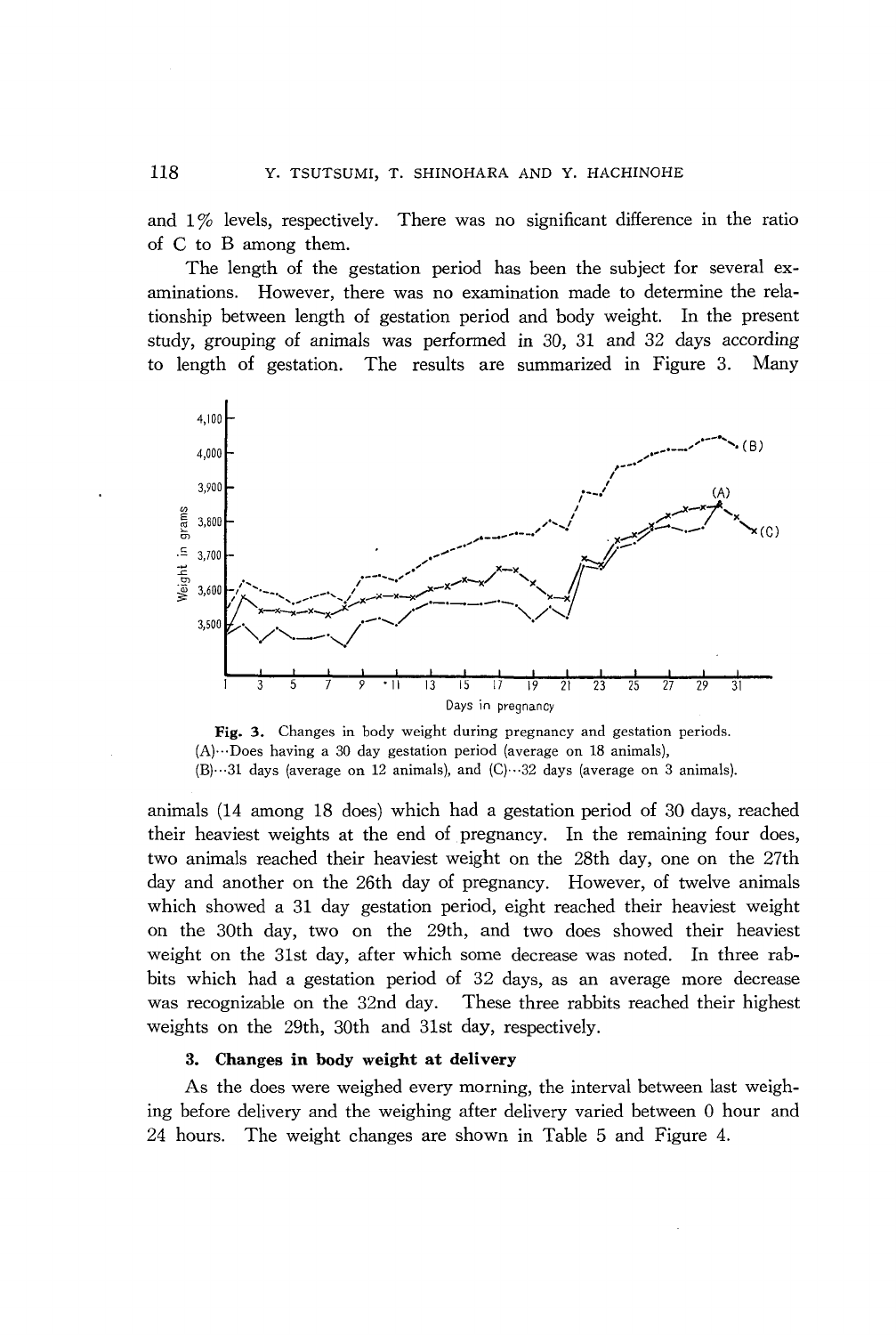and 1% levels, respectively. There was no significant difference in the ratio of C to B among them.

The length of the gestation period has been the subject for several examinations. However, there was no examination made to determine the relationship between length of gestation period and body weight. In the present study, grouping of animals was performed in 30, 31 and 32 days according to length of gestation. The results are summarized in Figure 3. Many animals (14 among 18 does) which had a gestation period of 30 days, reached their heaviest weights at the end of pregnancy. In the remaining four does, two animals reached their heaviest weight on the 28th day, one on the 27th day and another on the 26th day of pregnancy. However, of twelve animals which showed a 31 day gestation period, eight reached their heaviest weight on the 30th day, two on the 29th, and two does showed their heaviest weight on the 31st day, after which some decrease was noted. In three rabbits which had a gestation period of 32 days, as an average more decrease was recognizable on the 32nd day. These three rabbits reached their highest weights on the 29th, 30th and 31st day, respectively.

**Fig. 3.** Changes in body weight during pregnancy and gestation periods. (A)···Does having a 30 day gestation period (average on 18 animals), (B)···31 days (average on 12 animals), and (C)···32 days (average on 3 animals).

### 3. Changes in body weight at delivery

As the does were weighed every morning, the interval between last weighing before delivery and the weighing after delivery varied between 0 hour and 24 hours. The weight changes are shown in Table 5 and Figure 4.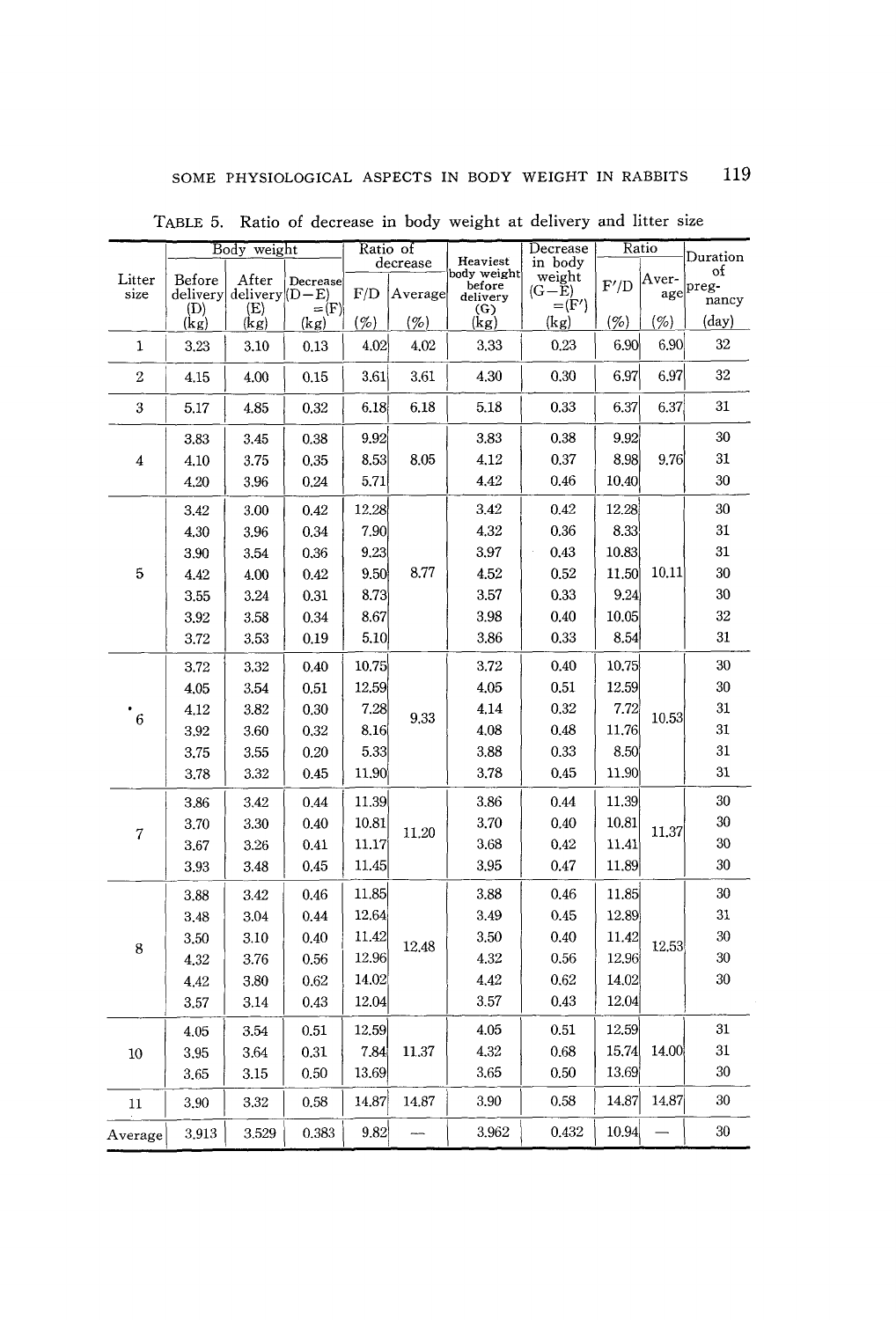TABLE 5. Ratio of decrease in body weight at delivery and litter size

| Litter size | Body weight: Before delivery (D) (kg) | Body weight: After delivery (E) (kg) | Body weight: Decrease (D−E) =(F) (kg) | Ratio of decrease: F/D (%) | Ratio of decrease: Average (%) | Heaviest body weight before delivery (G) (kg) | Decrease in body weight (G−E) =(F′) (kg) | Ratio: F′/D (%) | Ratio: Average (%) | Duration of pregnancy (day) |
|---|---|---|---|---|---|---|---|---|---|---|
| 1 | 3.23 | 3.10 | 0.13 | 4.02 | 4.02 | 3.33 | 0.23 | 6.90 | 6.90 | 32 |
| 2 | 4.15 | 4.00 | 0.15 | 3.61 | 3.61 | 4.30 | 0.30 | 6.97 | 6.97 | 32 |
| 3 | 5.17 | 4.85 | 0.32 | 6.18 | 6.18 | 5.18 | 0.33 | 6.37 | 6.37 | 31 |
| 4 | 3.83 | 3.45 | 0.38 | 9.92 | 8.05 | 3.83 | 0.38 | 9.92 | 9.76 | 30 |
| | 4.10 | 3.75 | 0.35 | 8.53 | | 4.12 | 0.37 | 8.98 | | 31 |
| | 4.20 | 3.96 | 0.24 | 5.71 | | 4.42 | 0.46 | 10.40 | | 30 |
| 5 | 3.42 | 3.00 | 0.42 | 12.28 | 8.77 | 3.42 | 0.42 | 12.28 | 10.11 | 30 |
| | 4.30 | 3.96 | 0.34 | 7.90 | | 4.32 | 0.36 | 8.33 | | 31 |
| | 3.90 | 3.54 | 0.36 | 9.23 | | 3.97 | 0.43 | 10.83 | | 31 |
| | 4.42 | 4.00 | 0.42 | 9.50 | | 4.52 | 0.52 | 11.50 | | 30 |
| | 3.55 | 3.24 | 0.31 | 8.73 | | 3.57 | 0.33 | 9.24 | | 30 |
| | 3.92 | 3.58 | 0.34 | 8.67 | | 3.98 | 0.40 | 10.05 | | 32 |
| | 3.72 | 3.53 | 0.19 | 5.10 | | 3.86 | 0.33 | 8.54 | | 31 |
| 6 | 3.72 | 3.32 | 0.40 | 10.75 | 9.33 | 3.72 | 0.40 | 10.75 | 10.53 | 30 |
| | 4.05 | 3.54 | 0.51 | 12.59 | | 4.05 | 0.51 | 12.59 | | 30 |
| | 4.12 | 3.82 | 0.30 | 7.28 | | 4.14 | 0.32 | 7.72 | | 31 |
| | 3.92 | 3.60 | 0.32 | 8.16 | | 4.08 | 0.48 | 11.76 | | 31 |
| | 3.75 | 3.55 | 0.20 | 5.33 | | 3.88 | 0.33 | 8.50 | | 31 |
| | 3.78 | 3.32 | 0.45 | 11.90 | | 3.78 | 0.45 | 11.90 | | 31 |
| 7 | 3.86 | 3.42 | 0.44 | 11.39 | 11.20 | 3.86 | 0.44 | 11.39 | 11.37 | 30 |
| | 3.70 | 3.30 | 0.40 | 10.81 | | 3.70 | 0.40 | 10.81 | | 30 |
| | 3.67 | 3.26 | 0.41 | 11.17 | | 3.68 | 0.42 | 11.41 | | 30 |
| | 3.93 | 3.48 | 0.45 | 11.45 | | 3.95 | 0.47 | 11.89 | | 30 |
| 8 | 3.88 | 3.42 | 0.46 | 11.85 | 12.48 | 3.88 | 0.46 | 11.85 | 12.53 | 30 |
| | 3.48 | 3.04 | 0.44 | 12.64 | | 3.49 | 0.45 | 12.89 | | 31 |
| | 3.50 | 3.10 | 0.40 | 11.42 | | 3.50 | 0.40 | 11.42 | | 30 |
| | 4.32 | 3.76 | 0.56 | 12.96 | | 4.32 | 0.56 | 12.96 | | 30 |
| | 4.42 | 3.80 | 0.62 | 14.02 | | 4.42 | 0.62 | 14.02 | | 30 |
| | 3.57 | 3.14 | 0.43 | 12.04 | | 3.57 | 0.43 | 12.04 | | |
| 10 | 4.05 | 3.54 | 0.51 | 12.59 | 11.37 | 4.05 | 0.51 | 12.59 | 14.00 | 31 |
| | 3.95 | 3.64 | 0.31 | 7.84 | | 4.32 | 0.68 | 15.74 | | 31 |
| | 3.65 | 3.15 | 0.50 | 13.69 | | 3.65 | 0.50 | 13.69 | | 30 |
| 11 | 3.90 | 3.32 | 0.58 | 14.87 | 14.87 | 3.90 | 0.58 | 14.87 | 14.87 | 30 |
| Average | 3.913 | 3.529 | 0.383 | 9.82 | — | 3.962 | 0.432 | 10.94 | — | 30 |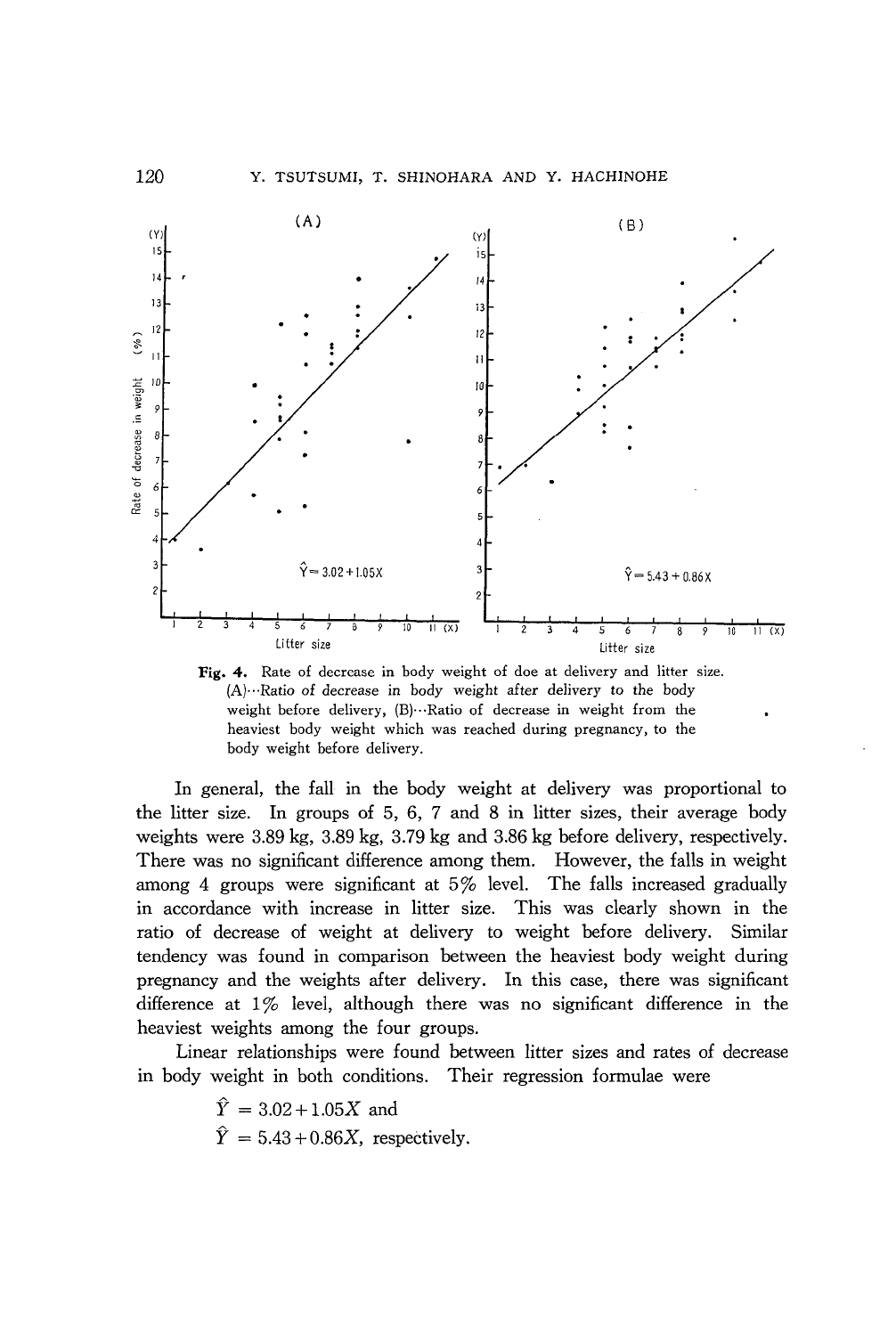**Fig. 4.** Rate of decrease in body weight of doe at delivery and litter size. (A)…Ratio of decrease in body weight after delivery to the body weight before delivery, (B)…Ratio of decrease in weight from the heaviest body weight which was reached during pregnancy, to the body weight before delivery.

In general, the fall in the body weight at delivery was proportional to the litter size. In groups of 5, 6, 7 and 8 in litter sizes, their average body weights were 3.89 kg, 3.89 kg, 3.79 kg and 3.86 kg before delivery, respectively. There was no significant difference among them. However, the falls in weight among 4 groups were significant at 5% level. The falls increased gradually in accordance with increase in litter size. This was clearly shown in the ratio of decrease of weight at delivery to weight before delivery. Similar tendency was found in comparison between the heaviest body weight during pregnancy and the weights after delivery. In this case, there was significant difference at 1% level, although there was no significant difference in the heaviest weights among the four groups.

Linear relationships were found between litter sizes and rates of decrease in body weight in both conditions. Their regression formulae were

$\hat{Y} = 3.02 + 1.05X$ and

$\hat{Y} = 5.43 + 0.86X$, respectively.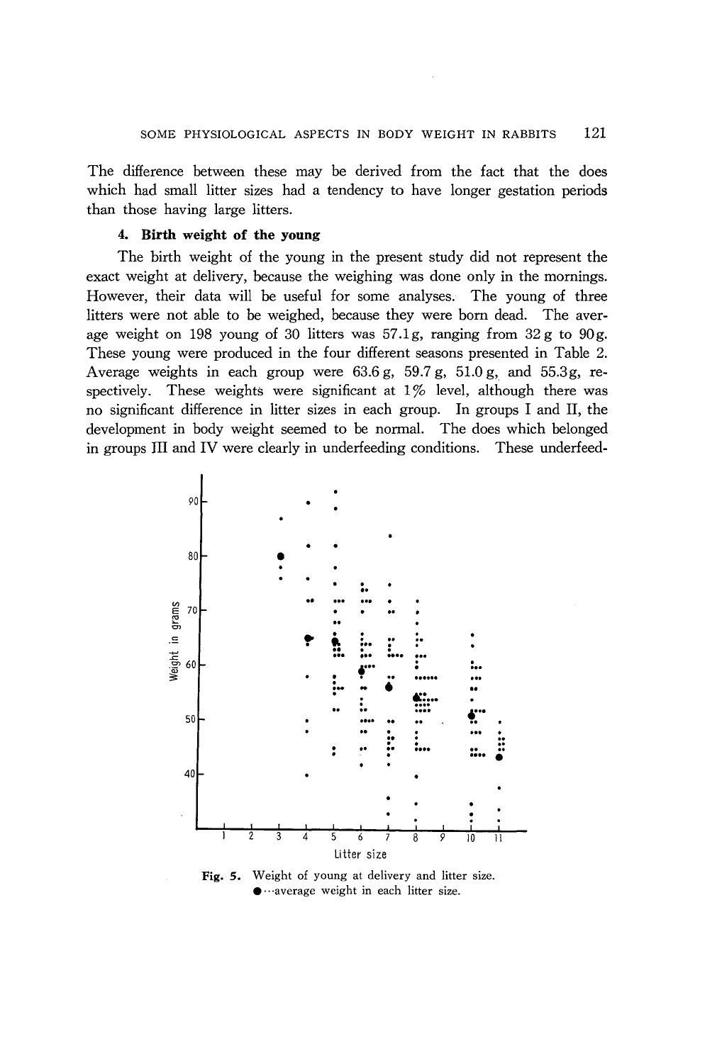The difference between these may be derived from the fact that the does which had small litter sizes had a tendency to have longer gestation periods than those having large litters.

### 4. Birth weight of the young

The birth weight of the young in the present study did not represent the exact weight at delivery, because the weighing was done only in the mornings. However, their data will be useful for some analyses. The young of three litters were not able to be weighed, because they were born dead. The average weight on 198 young of 30 litters was 57.1 g, ranging from 32 g to 90 g. These young were produced in the four different seasons presented in Table 2. Average weights in each group were 63.6 g, 59.7 g, 51.0 g, and 55.3 g, respectively. These weights were significant at 1% level, although there was no significant difference in litter sizes in each group. In groups I and II, the development in body weight seemed to be normal. The does which belonged in groups III and IV were clearly in underfeeding conditions. These underfeed-

**Fig. 5.** Weight of young at delivery and litter size. ●···average weight in each litter size.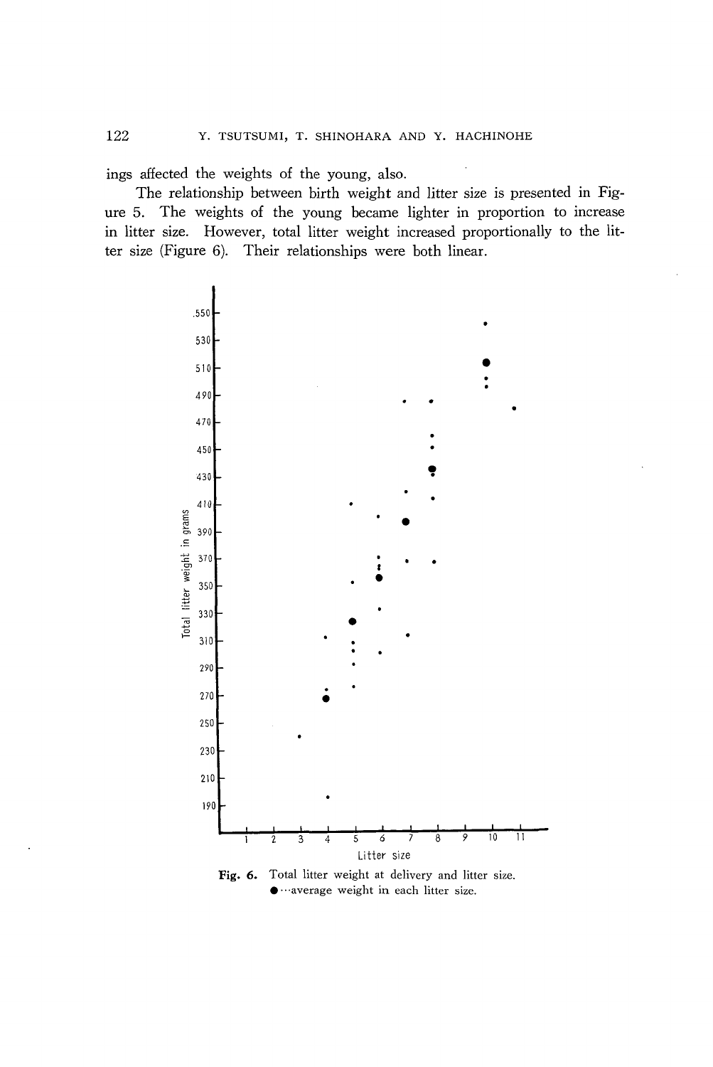ings affected the weights of the young, also.

The relationship between birth weight and litter size is presented in Figure 5. The weights of the young became lighter in proportion to increase in litter size. However, total litter weight increased proportionally to the litter size (Figure 6). Their relationships were both linear.

**Fig. 6.** Total litter weight at delivery and litter size. ●···average weight in each litter size.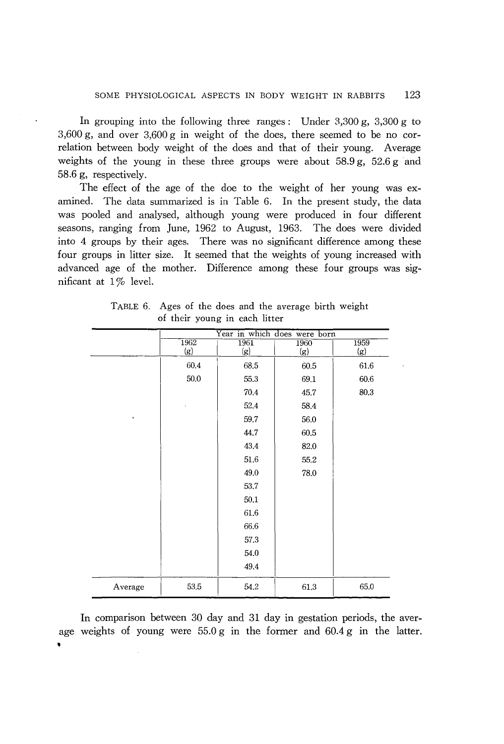In grouping into the following three ranges: Under 3,300 g, 3,300 g to 3,600 g, and over 3,600 g in weight of the does, there seemed to be no correlation between body weight of the does and that of their young. Average weights of the young in these three groups were about 58.9 g, 52.6 g and 58.6 g, respectively.

The effect of the age of the doe to the weight of her young was examined. The data summarized is in Table 6. In the present study, the data was pooled and analysed, although young were produced in four different seasons, ranging from June, 1962 to August, 1963. The does were divided into 4 groups by their ages. There was no significant difference among these four groups in litter size. It seemed that the weights of young increased with advanced age of the mother. Difference among these four groups was significant at 1% level.

TABLE 6. Ages of the does and the average birth weight of their young in each litter

| | Year in which does were born | | | |
|---|---|---|---|---|
| | 1962 (g) | 1961 (g) | 1960 (g) | 1959 (g) |
| | 60.4 | 68.5 | 60.5 | 61.6 |
| | 50.0 | 55.3 | 69.1 | 60.6 |
| | | 70.4 | 45.7 | 80.3 |
| | | 52.4 | 58.4 | |
| | | 59.7 | 56.0 | |
| | | 44.7 | 60.5 | |
| | | 43.4 | 82.0 | |
| | | 51.6 | 55.2 | |
| | | 49.0 | 78.0 | |
| | | 53.7 | | |
| | | 50.1 | | |
| | | 61.6 | | |
| | | 66.6 | | |
| | | 57.3 | | |
| | | 54.0 | | |
| | | 49.4 | | |
| Average | 53.5 | 54.2 | 61.3 | 65.0 |

In comparison between 30 day and 31 day in gestation periods, the average weights of young were 55.0 g in the former and 60.4 g in the latter.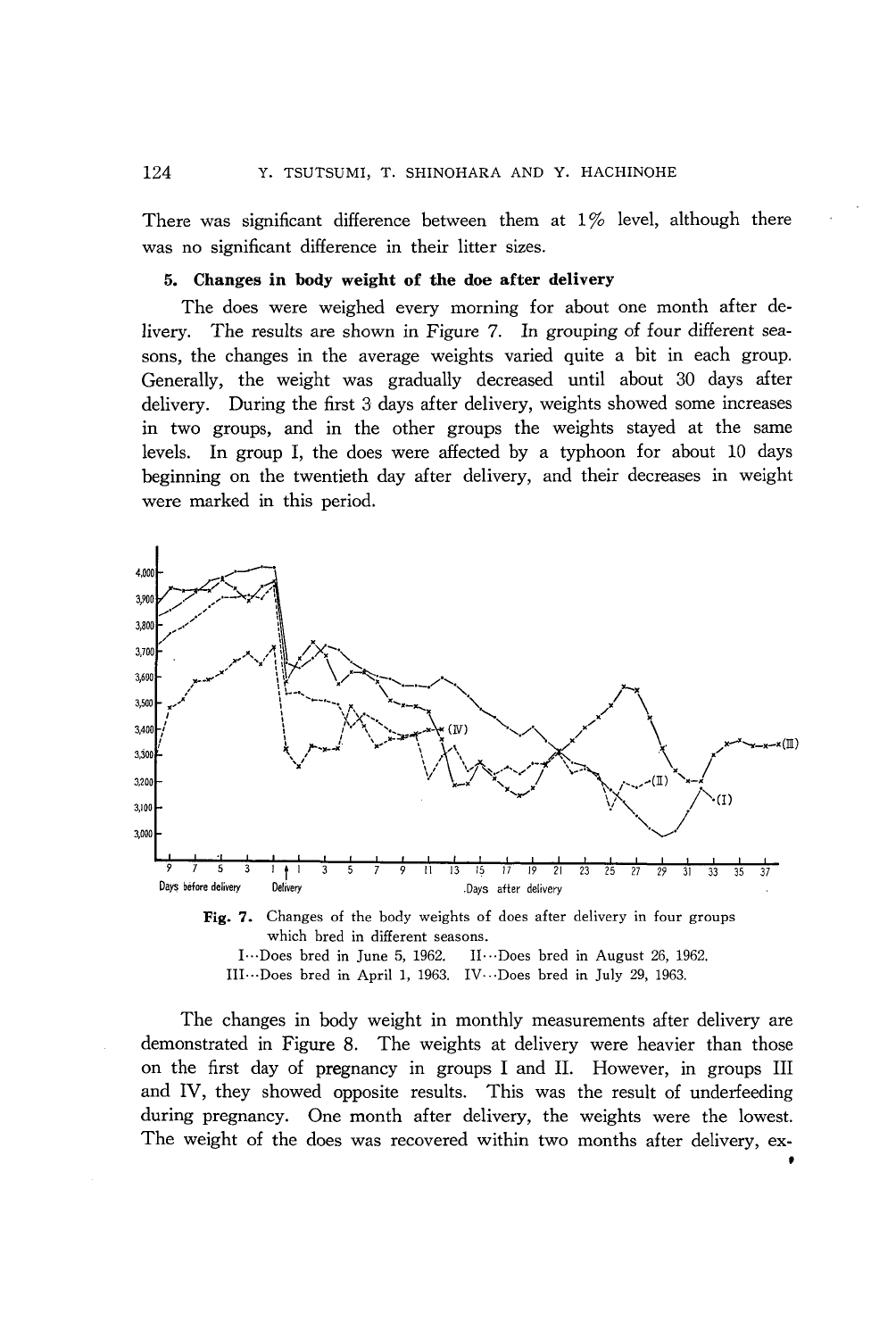There was significant difference between them at 1% level, although there was no significant difference in their litter sizes.

### 5. Changes in body weight of the doe after delivery

The does were weighed every morning for about one month after delivery. The results are shown in Figure 7. In grouping of four different seasons, the changes in the average weights varied quite a bit in each group. Generally, the weight was gradually decreased until about 30 days after delivery. During the first 3 days after delivery, weights showed some increases in two groups, and in the other groups the weights stayed at the same levels. In group I, the does were affected by a typhoon for about 10 days beginning on the twentieth day after delivery, and their decreases in weight were marked in this period.

**Fig. 7.** Changes of the body weights of does after delivery in four groups which bred in different seasons.
I···Does bred in June 5, 1962. II···Does bred in August 26, 1962.
III···Does bred in April 1, 1963. IV···Does bred in July 29, 1963.

The changes in body weight in monthly measurements after delivery are demonstrated in Figure 8. The weights at delivery were heavier than those on the first day of pregnancy in groups I and II. However, in groups III and IV, they showed opposite results. This was the result of underfeeding during pregnancy. One month after delivery, the weights were the lowest. The weight of the does was recovered within two months after delivery, ex-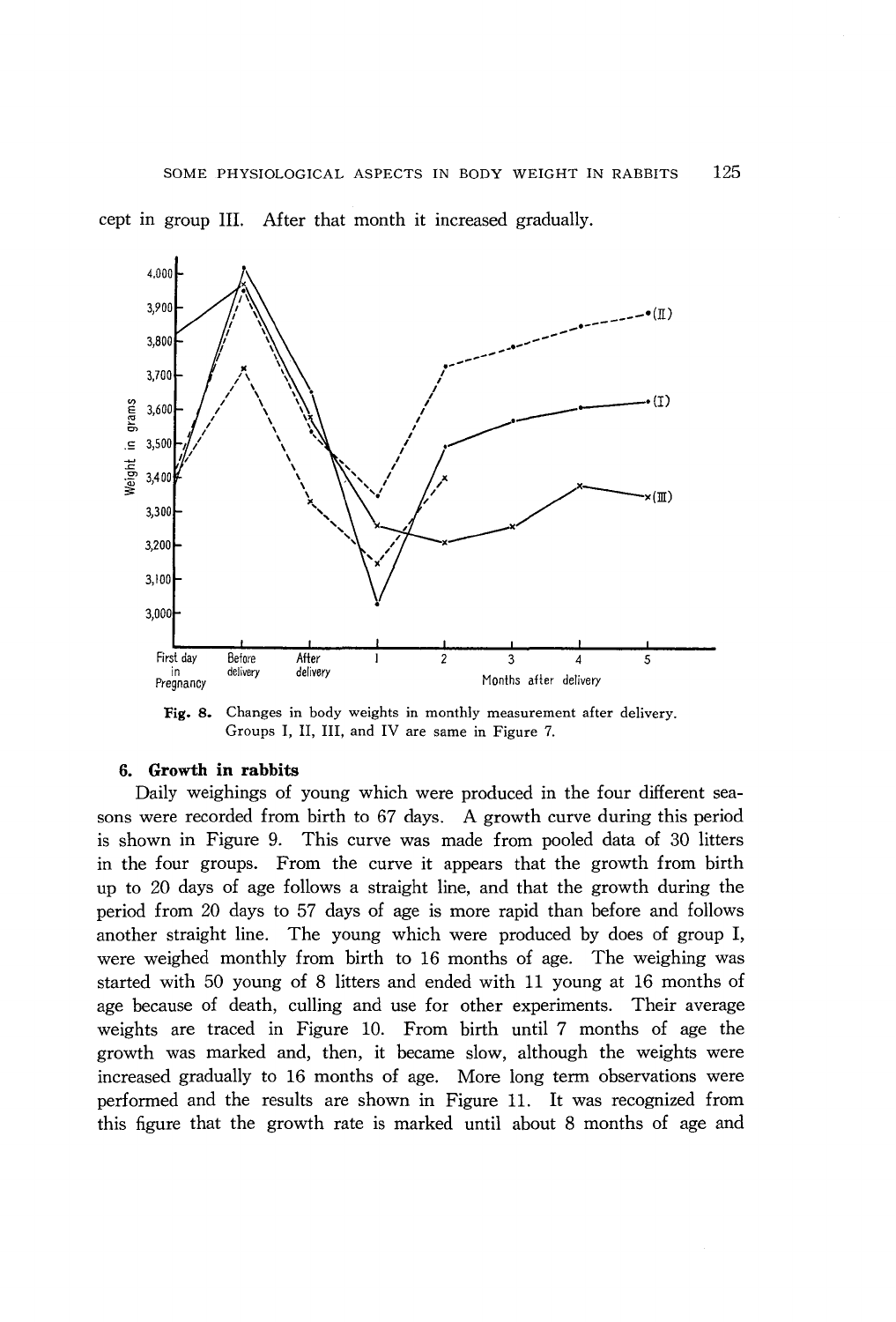cept in group III. After that month it increased gradually.

Fig. 8. Changes in body weights in monthly measurement after delivery. Groups I, II, III, and IV are same in Figure 7.

### 6. Growth in rabbits

Daily weighings of young which were produced in the four different seasons were recorded from birth to 67 days. A growth curve during this period is shown in Figure 9. This curve was made from pooled data of 30 litters in the four groups. From the curve it appears that the growth from birth up to 20 days of age follows a straight line, and that the growth during the period from 20 days to 57 days of age is more rapid than before and follows another straight line. The young which were produced by does of group I, were weighed monthly from birth to 16 months of age. The weighing was started with 50 young of 8 litters and ended with 11 young at 16 months of age because of death, culling and use for other experiments. Their average weights are traced in Figure 10. From birth until 7 months of age the growth was marked and, then, it became slow, although the weights were increased gradually to 16 months of age. More long term observations were performed and the results are shown in Figure 11. It was recognized from this figure that the growth rate is marked until about 8 months of age and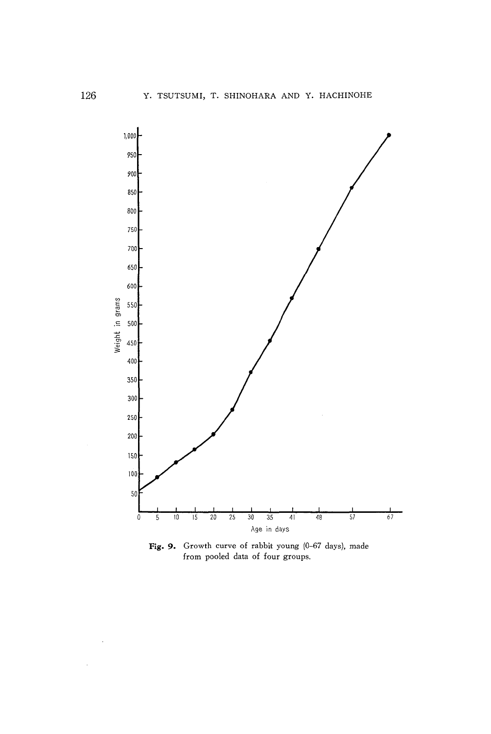**Fig. 9.** Growth curve of rabbit young (0–67 days), made from pooled data of four groups.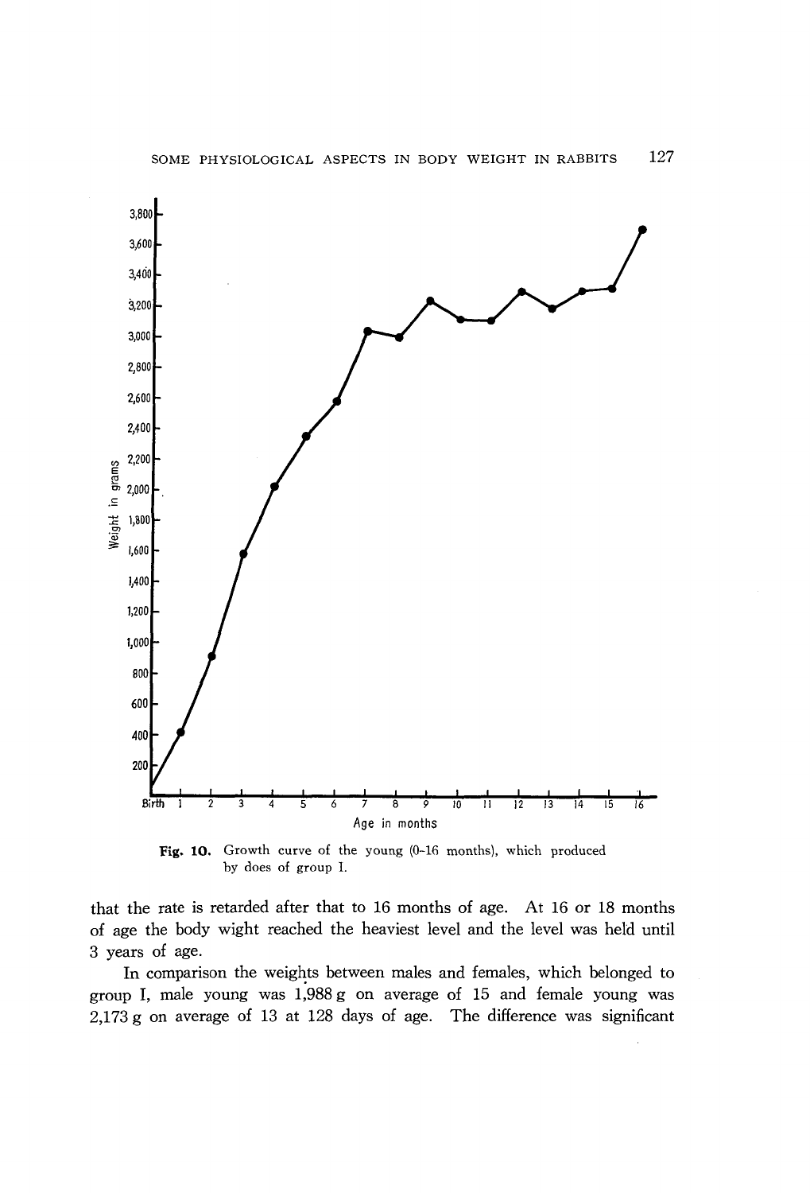Fig. 10. Growth curve of the young (0-16 months), which produced by does of group I.

that the rate is retarded after that to 16 months of age. At 16 or 18 months of age the body wight reached the heaviest level and the level was held until 3 years of age.

In comparison the weights between males and females, which belonged to group I, male young was 1,988 g on average of 15 and female young was 2,173 g on average of 13 at 128 days of age. The difference was significant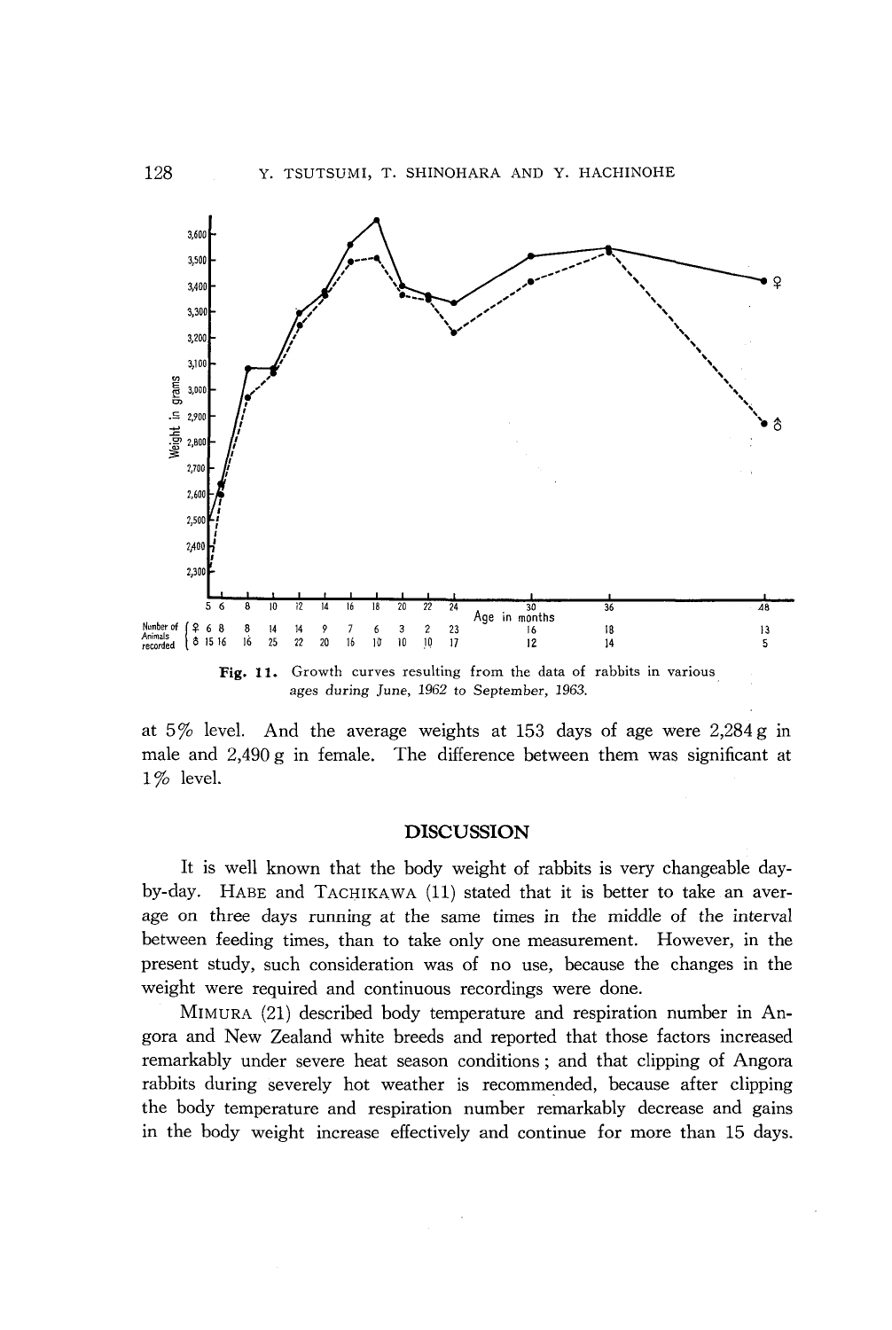Fig. 11. Growth curves resulting from the data of rabbits in various ages during June, 1962 to September, 1963.

at 5% level. And the average weights at 153 days of age were 2,284 g in male and 2,490 g in female. The difference between them was significant at 1% level.

## DISCUSSION

It is well known that the body weight of rabbits is very changeable day-by-day. HABE and TACHIKAWA (11) stated that it is better to take an average on three days running at the same times in the middle of the interval between feeding times, than to take only one measurement. However, in the present study, such consideration was of no use, because the changes in the weight were required and continuous recordings were done.

MIMURA (21) described body temperature and respiration number in Angora and New Zealand white breeds and reported that those factors increased remarkably under severe heat season conditions; and that clipping of Angora rabbits during severely hot weather is recommended, because after clipping the body temperature and respiration number remarkably decrease and gains in the body weight increase effectively and continue for more than 15 days.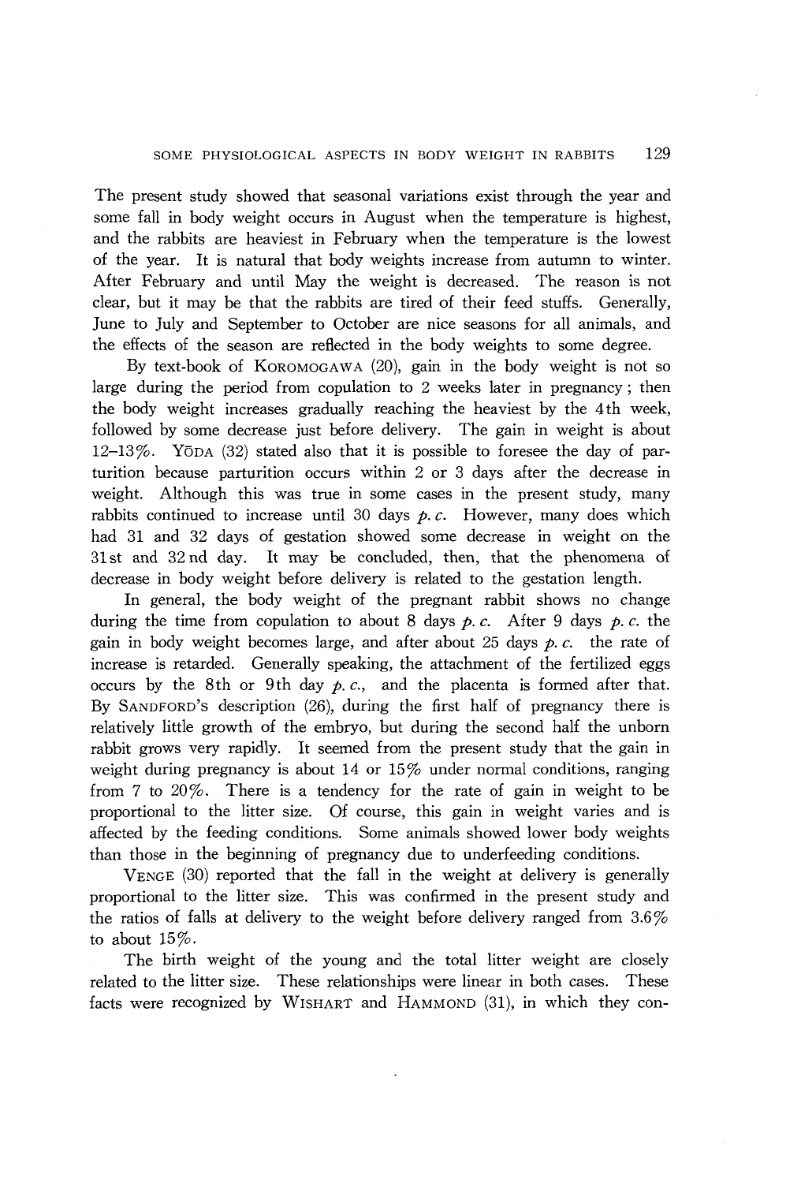The present study showed that seasonal variations exist through the year and some fall in body weight occurs in August when the temperature is highest, and the rabbits are heaviest in February when the temperature is the lowest of the year. It is natural that body weights increase from autumn to winter. After February and until May the weight is decreased. The reason is not clear, but it may be that the rabbits are tired of their feed stuffs. Generally, June to July and September to October are nice seasons for all animals, and the effects of the season are reflected in the body weights to some degree.

By text-book of KOROMOGAWA (20), gain in the body weight is not so large during the period from copulation to 2 weeks later in pregnancy; then the body weight increases gradually reaching the heaviest by the 4th week, followed by some decrease just before delivery. The gain in weight is about 12–13%. YŌDA (32) stated also that it is possible to foresee the day of parturition because parturition occurs within 2 or 3 days after the decrease in weight. Although this was true in some cases in the present study, many rabbits continued to increase until 30 days *p. c.* However, many does which had 31 and 32 days of gestation showed some decrease in weight on the 31st and 32nd day. It may be concluded, then, that the phenomena of decrease in body weight before delivery is related to the gestation length.

In general, the body weight of the pregnant rabbit shows no change during the time from copulation to about 8 days *p. c.* After 9 days *p. c.* the gain in body weight becomes large, and after about 25 days *p. c.* the rate of increase is retarded. Generally speaking, the attachment of the fertilized eggs occurs by the 8th or 9th day *p. c.*, and the placenta is formed after that. By SANDFORD'S description (26), during the first half of pregnancy there is relatively little growth of the embryo, but during the second half the unborn rabbit grows very rapidly. It seemed from the present study that the gain in weight during pregnancy is about 14 or 15% under normal conditions, ranging from 7 to 20%. There is a tendency for the rate of gain in weight to be proportional to the litter size. Of course, this gain in weight varies and is affected by the feeding conditions. Some animals showed lower body weights than those in the beginning of pregnancy due to underfeeding conditions.

VENGE (30) reported that the fall in the weight at delivery is generally proportional to the litter size. This was confirmed in the present study and the ratios of falls at delivery to the weight before delivery ranged from 3.6% to about 15%.

The birth weight of the young and the total litter weight are closely related to the litter size. These relationships were linear in both cases. These facts were recognized by WISHART and HAMMOND (31), in which they con-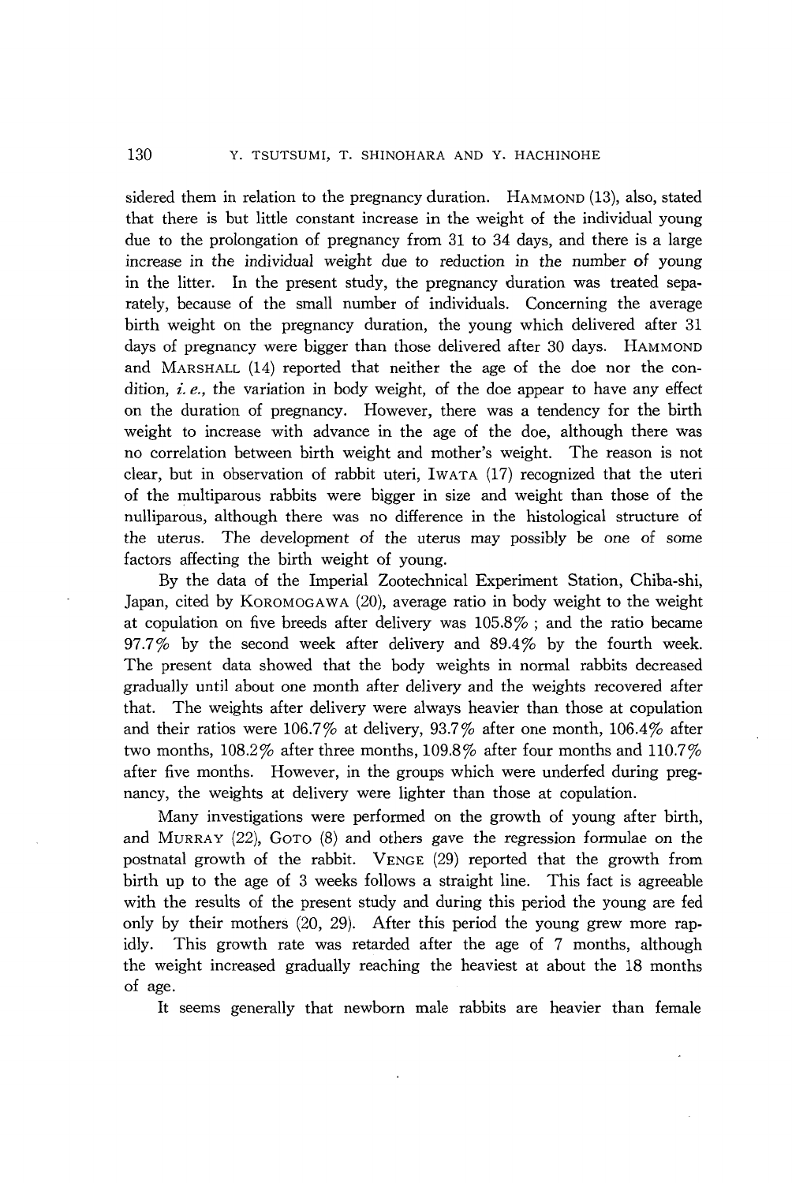sidered them in relation to the pregnancy duration. HAMMOND (13), also, stated that there is but little constant increase in the weight of the individual young due to the prolongation of pregnancy from 31 to 34 days, and there is a large increase in the individual weight due to reduction in the number of young in the litter. In the present study, the pregnancy duration was treated separately, because of the small number of individuals. Concerning the average birth weight on the pregnancy duration, the young which delivered after 31 days of pregnancy were bigger than those delivered after 30 days. HAMMOND and MARSHALL (14) reported that neither the age of the doe nor the condition, *i. e.,* the variation in body weight, of the doe appear to have any effect on the duration of pregnancy. However, there was a tendency for the birth weight to increase with advance in the age of the doe, although there was no correlation between birth weight and mother's weight. The reason is not clear, but in observation of rabbit uteri, IWATA (17) recognized that the uteri of the multiparous rabbits were bigger in size and weight than those of the nulliparous, although there was no difference in the histological structure of the uterus. The development of the uterus may possibly be one of some factors affecting the birth weight of young.

By the data of the Imperial Zootechnical Experiment Station, Chiba-shi, Japan, cited by KOROMOGAWA (20), average ratio in body weight to the weight at copulation on five breeds after delivery was 105.8% ; and the ratio became 97.7% by the second week after delivery and 89.4% by the fourth week. The present data showed that the body weights in normal rabbits decreased gradually until about one month after delivery and the weights recovered after that. The weights after delivery were always heavier than those at copulation and their ratios were 106.7% at delivery, 93.7% after one month, 106.4% after two months, 108.2% after three months, 109.8% after four months and 110.7% after five months. However, in the groups which were underfed during pregnancy, the weights at delivery were lighter than those at copulation.

Many investigations were performed on the growth of young after birth, and MURRAY (22), GOTO (8) and others gave the regression formulae on the postnatal growth of the rabbit. VENGE (29) reported that the growth from birth up to the age of 3 weeks follows a straight line. This fact is agreeable with the results of the present study and during this period the young are fed only by their mothers (20, 29). After this period the young grew more rapidly. This growth rate was retarded after the age of 7 months, although the weight increased gradually reaching the heaviest at about the 18 months of age.

It seems generally that newborn male rabbits are heavier than female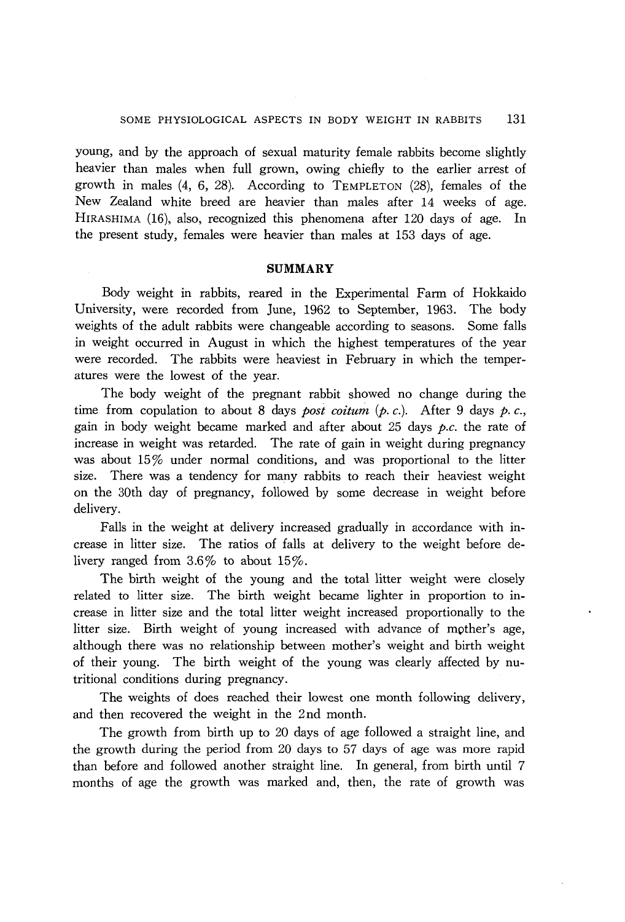young, and by the approach of sexual maturity female rabbits become slightly heavier than males when full grown, owing chiefly to the earlier arrest of growth in males (4, 6, 28). According to TEMPLETON (28), females of the New Zealand white breed are heavier than males after 14 weeks of age. HIRASHIMA (16), also, recognized this phenomena after 120 days of age. In the present study, females were heavier than males at 153 days of age.

## SUMMARY

Body weight in rabbits, reared in the Experimental Farm of Hokkaido University, were recorded from June, 1962 to September, 1963. The body weights of the adult rabbits were changeable according to seasons. Some falls in weight occurred in August in which the highest temperatures of the year were recorded. The rabbits were heaviest in February in which the temperatures were the lowest of the year.

The body weight of the pregnant rabbit showed no change during the time from copulation to about 8 days *post coitum* (*p. c.*). After 9 days *p. c.*, gain in body weight became marked and after about 25 days *p.c.* the rate of increase in weight was retarded. The rate of gain in weight during pregnancy was about 15% under normal conditions, and was proportional to the litter size. There was a tendency for many rabbits to reach their heaviest weight on the 30th day of pregnancy, followed by some decrease in weight before delivery.

Falls in the weight at delivery increased gradually in accordance with increase in litter size. The ratios of falls at delivery to the weight before delivery ranged from 3.6% to about 15%.

The birth weight of the young and the total litter weight were closely related to litter size. The birth weight became lighter in proportion to increase in litter size and the total litter weight increased proportionally to the litter size. Birth weight of young increased with advance of mother's age, although there was no relationship between mother's weight and birth weight of their young. The birth weight of the young was clearly affected by nutritional conditions during pregnancy.

The weights of does reached their lowest one month following delivery, and then recovered the weight in the 2nd month.

The growth from birth up to 20 days of age followed a straight line, and the growth during the period from 20 days to 57 days of age was more rapid than before and followed another straight line. In general, from birth until 7 months of age the growth was marked and, then, the rate of growth was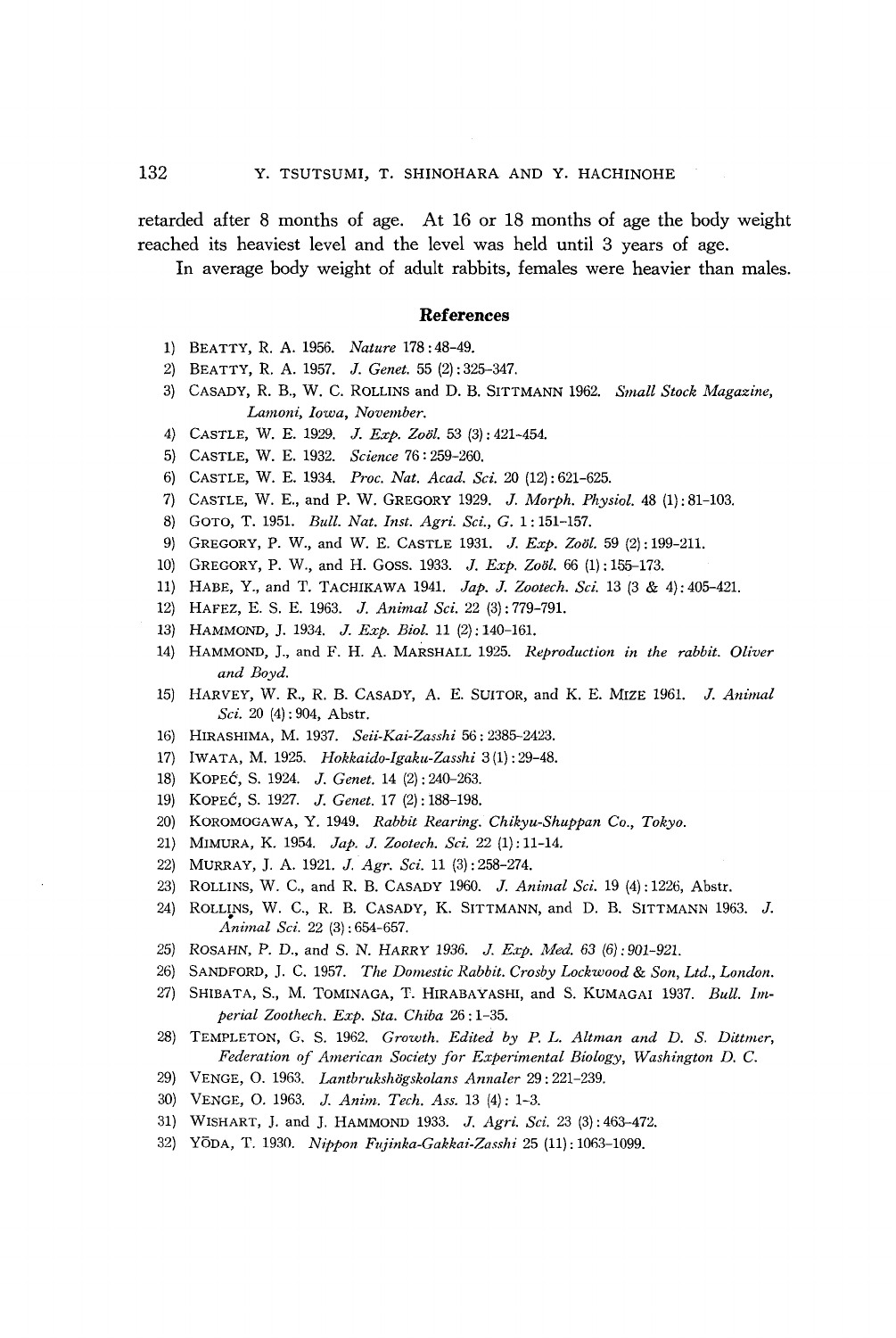retarded after 8 months of age. At 16 or 18 months of age the body weight reached its heaviest level and the level was held until 3 years of age.

In average body weight of adult rabbits, females were heavier than males.

## References

1) BEATTY, R. A. 1956. *Nature* 178 : 48–49.
2) BEATTY, R. A. 1957. *J. Genet.* 55 (2) : 325–347.
3) CASADY, R. B., W. C. ROLLINS and D. B. SITTMANN 1962. *Small Stock Magazine, Lamoni, Iowa, November.*
4) CASTLE, W. E. 1929. *J. Exp. Zoöl.* 53 (3) : 421–454.
5) CASTLE, W. E. 1932. *Science* 76 : 259–260.
6) CASTLE, W. E. 1934. *Proc. Nat. Acad. Sci.* 20 (12) : 621–625.
7) CASTLE, W. E., and P. W. GREGORY 1929. *J. Morph. Physiol.* 48 (1) : 81–103.
8) GOTO, T. 1951. *Bull. Nat. Inst. Agri. Sci., G.* 1 : 151–157.
9) GREGORY, P. W., and W. E. CASTLE 1931. *J. Exp. Zoöl.* 59 (2) : 199–211.
10) GREGORY, P. W., and H. GOSS. 1933. *J. Exp. Zoöl.* 66 (1) : 155–173.
11) HABE, Y., and T. TACHIKAWA 1941. *Jap. J. Zootech. Sci.* 13 (3 & 4) : 405–421.
12) HAFEZ, E. S. E. 1963. *J. Animal Sci.* 22 (3) : 779–791.
13) HAMMOND, J. 1934. *J. Exp. Biol.* 11 (2) : 140–161.
14) HAMMOND, J., and F. H. A. MARSHALL 1925. *Reproduction in the rabbit. Oliver and Boyd.*
15) HARVEY, W. R., R. B. CASADY, A. E. SUITOR, and K. E. MIZE 1961. *J. Animal Sci.* 20 (4) : 904, Abstr.
16) HIRASHIMA, M. 1937. *Seii-Kai-Zasshi* 56 : 2385–2423.
17) IWATA, M. 1925. *Hokkaido-Igaku-Zasshi* 3 (1) : 29–48.
18) KOPEĆ, S. 1924. *J. Genet.* 14 (2) : 240–263.
19) KOPEĆ, S. 1927. *J. Genet.* 17 (2) : 188–198.
20) KOROMOGAWA, Y. 1949. *Rabbit Rearing. Chikyu-Shuppan Co., Tokyo.*
21) MIMURA, K. 1954. *Jap. J. Zootech. Sci.* 22 (1) : 11–14.
22) MURRAY, J. A. 1921. *J. Agr. Sci.* 11 (3) : 258–274.
23) ROLLINS, W. C., and R. B. CASADY 1960. *J. Animal Sci.* 19 (4) : 1226, Abstr.
24) ROLLINS, W. C., R. B. CASADY, K. SITTMANN, and D. B. SITTMANN 1963. *J. Animal Sci.* 22 (3) : 654–657.
25) ROSAHN, P. D., and S. N. HARRY 1936. *J. Exp. Med.* 63 (6) : 901–921.
26) SANDFORD, J. C. 1957. *The Domestic Rabbit. Crosby Lockwood & Son, Ltd., London.*
27) SHIBATA, S., M. TOMINAGA, T. HIRABAYASHI, and S. KUMAGAI 1937. *Bull. Imperial Zoothech. Exp. Sta. Chiba* 26 : 1–35.
28) TEMPLETON, G. S. 1962. *Growth. Edited by P. L. Altman and D. S. Dittmer, Federation of American Society for Experimental Biology, Washington D. C.*
29) VENGE, O. 1963. *Lantbrukshögskolans Annaler* 29 : 221–239.
30) VENGE, O. 1963. *J. Anim. Tech. Ass.* 13 (4) : 1–3.
31) WISHART, J. and J. HAMMOND 1933. *J. Agri. Sci.* 23 (3) : 463–472.
32) YŌDA, T. 1930. *Nippon Fujinka-Gakkai-Zasshi* 25 (11) : 1063–1099.